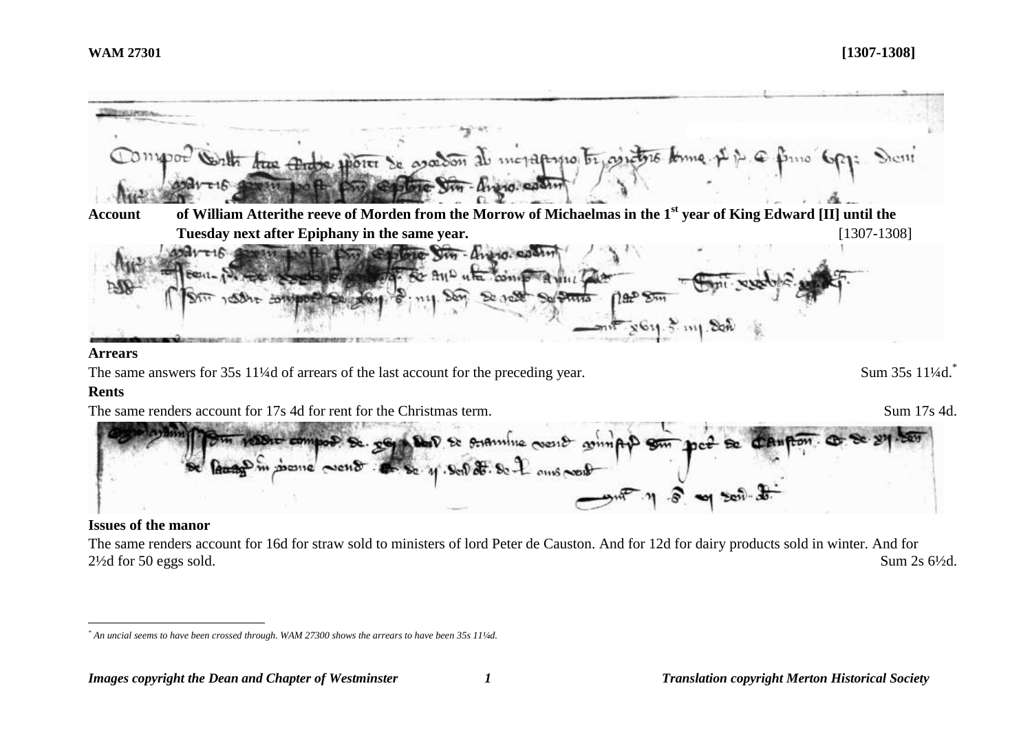**Account** **of William Atterithe reeve of Morden from the Morrow of Michaelmas in the 1st year of King Edward [II] until the Tuesday next after Epiphany in the same year.** [1307-1308]

**Arrears**

The same answers for 35s 11¼d of arrears of the last account for the preceding year. Sum 35s 11¼d.*

**Rents**

The same renders account for 17s 4d for rent for the Christmas term. Sum 17s 4d.

**Issues of the manor**

The same renders account for 16d for straw sold to ministers of lord Peter de Causton. And for 12d for dairy products sold in winter. And for 2½d for 50 eggs sold. Sum 2s 6½d.

---

* *An uncial seems to have been crossed through. WAM 27300 shows the arrears to have been 35s 11¼d.*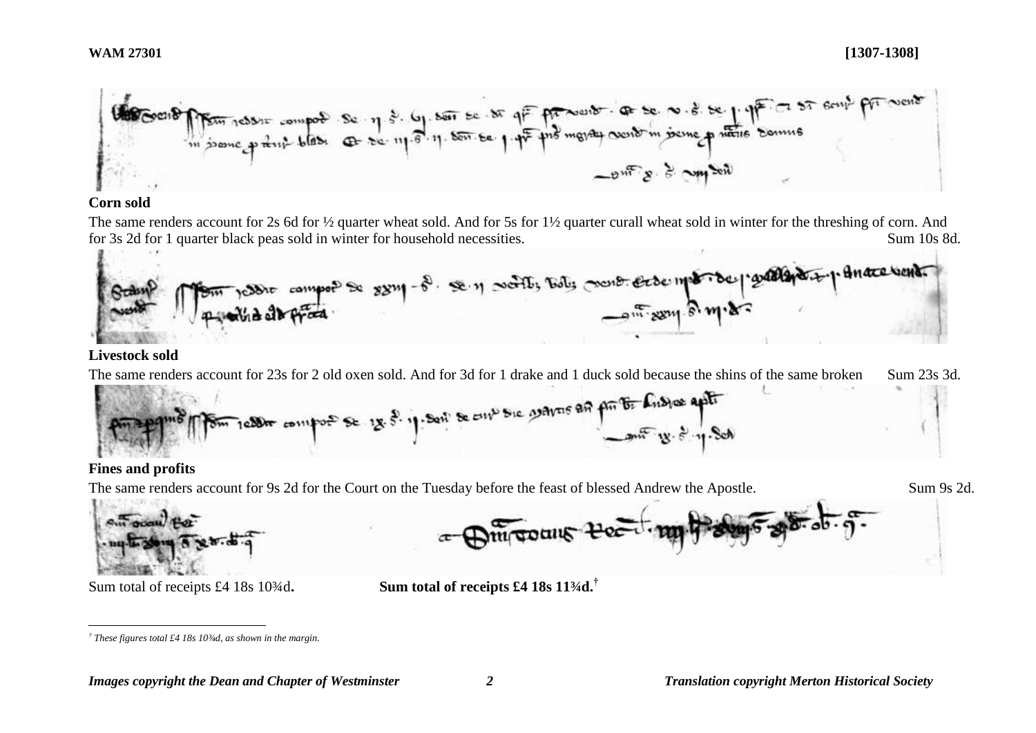**WAM 27301** **[1307-1308]**

**Corn sold**

The same renders account for 2s 6d for ½ quarter wheat sold. And for 5s for 1½ quarter curall wheat sold in winter for the threshing of corn. And for 3s 2d for 1 quarter black peas sold in winter for household necessities. Sum 10s 8d.

**Livestock sold**

The same renders account for 23s for 2 old oxen sold. And for 3d for 1 drake and 1 duck sold because the shins of the same broken Sum 23s 3d.

**Fines and profits**

The same renders account for 9s 2d for the Court on the Tuesday before the feast of blessed Andrew the Apostle. Sum 9s 2d.

Sum total of receipts £4 18s 10¾d. **Sum total of receipts £4 18s 11¾d.**[†]

[†] *These figures total £4 18s 10¾d, as shown in the margin.*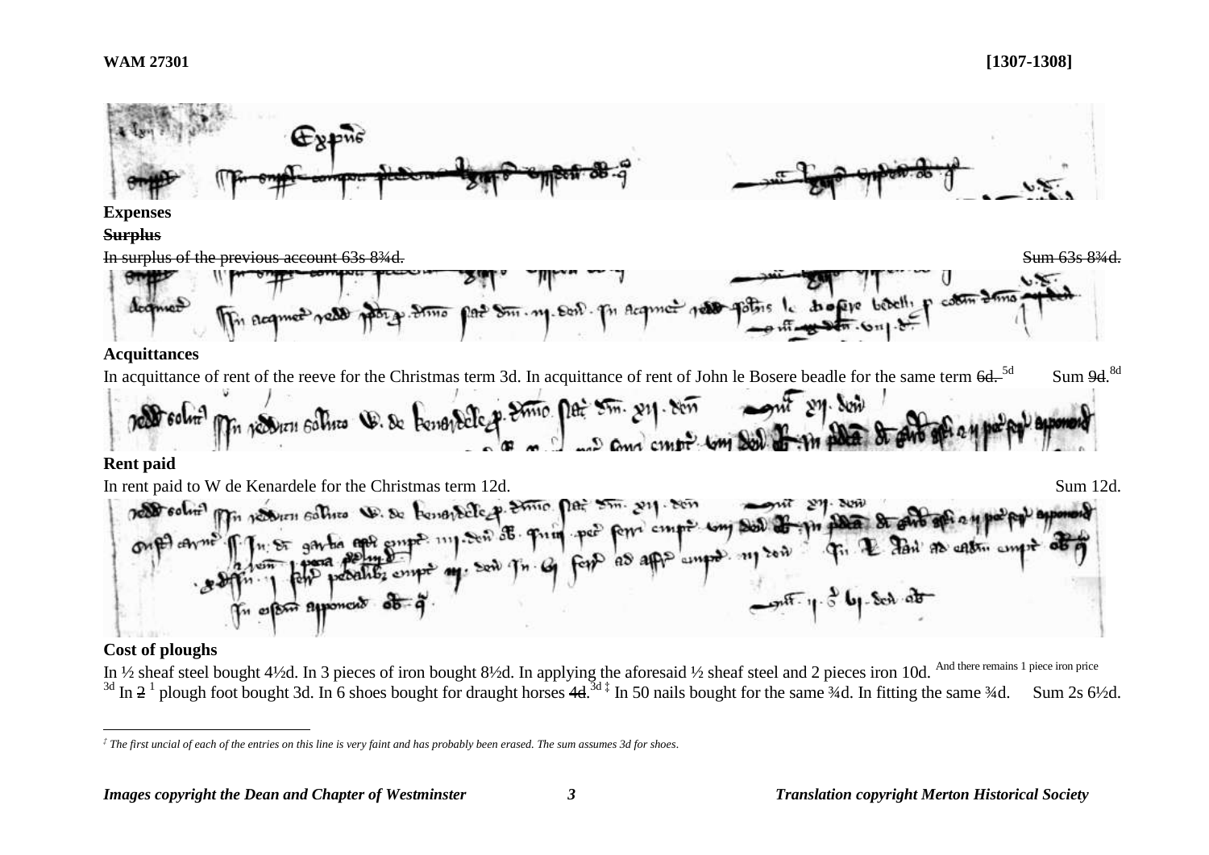**WAM 27301** **[1307-1308]**

**Expenses**

~~**Surplus**~~

~~In surplus of the previous account 63s 8¾d.~~ ~~Sum 63s 8¾d.~~

**Acquittances**

In acquittance of rent of the reeve for the Christmas term 3d. In acquittance of rent of John le Bosere beadle for the same term ~~6d.~~ 5d Sum ~~9d.~~ 8d

**Rent paid**

In rent paid to W de Kenardele for the Christmas term 12d. Sum 12d.

**Cost of ploughs**

In ½ sheaf steel bought 4½d. In 3 pieces of iron bought 8½d. In applying the aforesaid ½ sheaf steel and 2 pieces iron 10d. And there remains 1 piece iron price 3d In ~~2~~ 1 plough foot bought 3d. In 6 shoes bought for draught horses ~~4d.~~ 3d ‡ In 50 nails bought for the same ¾d. In fitting the same ¾d. Sum 2s 6½d.

‡ *The first uncial of each of the entries on this line is very faint and has probably been erased. The sum assumes 3d for shoes.*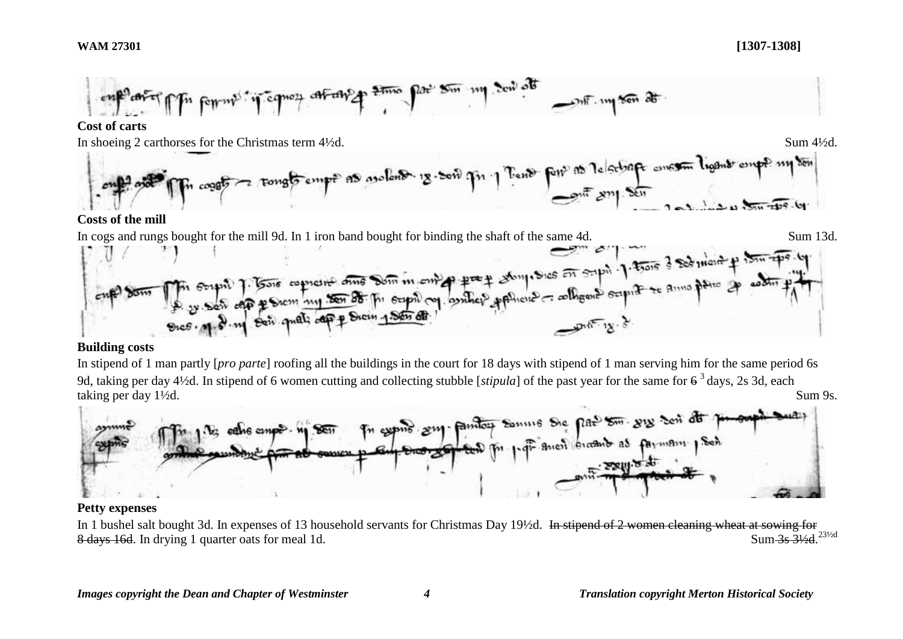**Cost of carts**

In shoeing 2 carthorses for the Christmas term 4½d. Sum 4½d.

**Costs of the mill**

In cogs and rungs bought for the mill 9d. In 1 iron band bought for binding the shaft of the same 4d. Sum 13d.

**Building costs**

In stipend of 1 man partly [*pro parte*] roofing all the buildings in the court for 18 days with stipend of 1 man serving him for the same period 6s 9d, taking per day 4½d. In stipend of 6 women cutting and collecting stubble [*stipula*] of the past year for the same for ~~6~~ [3] days, 2s 3d, each taking per day 1½d. Sum 9s.

**Petty expenses**

In 1 bushel salt bought 3d. In expenses of 13 household servants for Christmas Day 19½d. ~~In stipend of 2 women cleaning wheat at sowing for 8 days 16d.~~ In drying 1 quarter oats for meal 1d. Sum ~~3s 3½d.~~ 23½d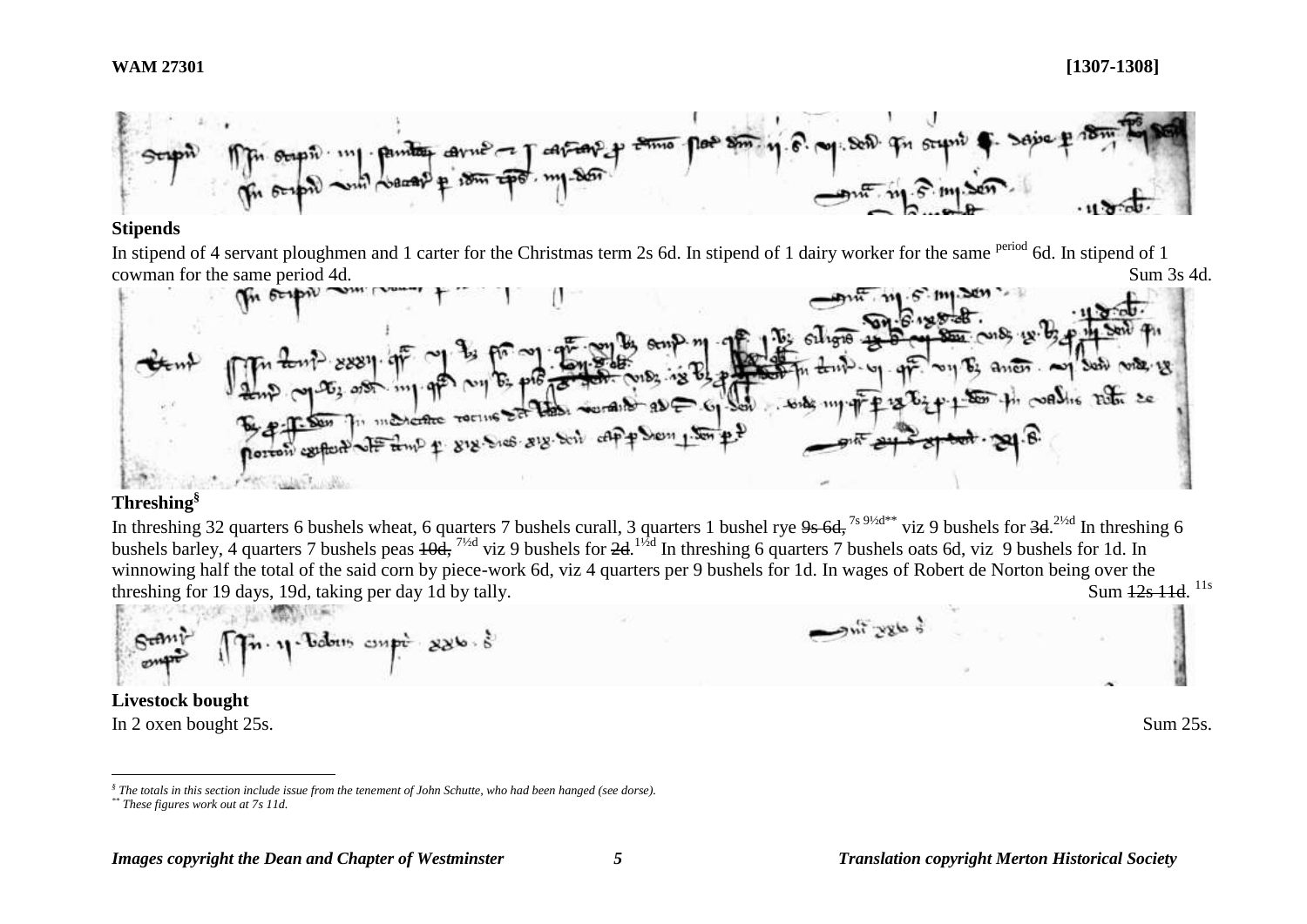## Stipends

In stipend of 4 servant ploughmen and 1 carter for the Christmas term 2s 6d. In stipend of 1 dairy worker for the same period 6d. In stipend of 1 cowman for the same period 4d. Sum 3s 4d.

## Threshing[§]

In threshing 32 quarters 6 bushels wheat, 6 quarters 7 bushels curall, 3 quarters 1 bushel rye ~~9s 6d,~~ 7s 9½d[**] viz 9 bushels for ~~3d.~~ 2½d In threshing 6 bushels barley, 4 quarters 7 bushels peas ~~10d,~~ 7½d viz 9 bushels for ~~2d.~~ 1½d In threshing 6 quarters 7 bushels oats 6d, viz 9 bushels for 1d. In winnowing half the total of the said corn by piece-work 6d, viz 4 quarters per 9 bushels for 1d. In wages of Robert de Norton being over the threshing for 19 days, 19d, taking per day 1d by tally. Sum ~~12s 11d.~~ 11s

## Livestock bought

In 2 oxen bought 25s. Sum 25s.

---

*§ The totals in this section include issue from the tenement of John Schutte, who had been hanged (see dorse).*

*\*\* These figures work out at 7s 11d.*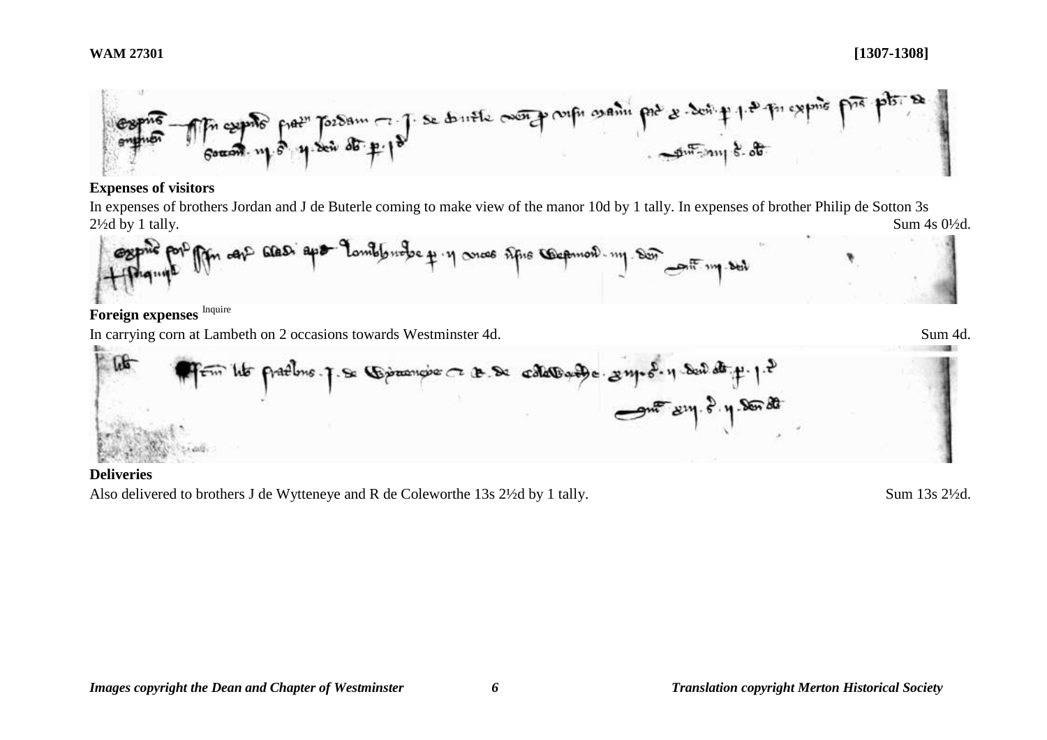**Expenses of visitors**

In expenses of brothers Jordan and J de Buterle coming to make view of the manor 10d by 1 tally. In expenses of brother Philip de Sotton 3s 2½d by 1 tally. Sum 4s 0½d.

**Foreign expenses** Inquire

In carrying corn at Lambeth on 2 occasions towards Westminster 4d. Sum 4d.

**Deliveries**

Also delivered to brothers J de Wytteneye and R de Coleworthe 13s 2½d by 1 tally. Sum 13s 2½d.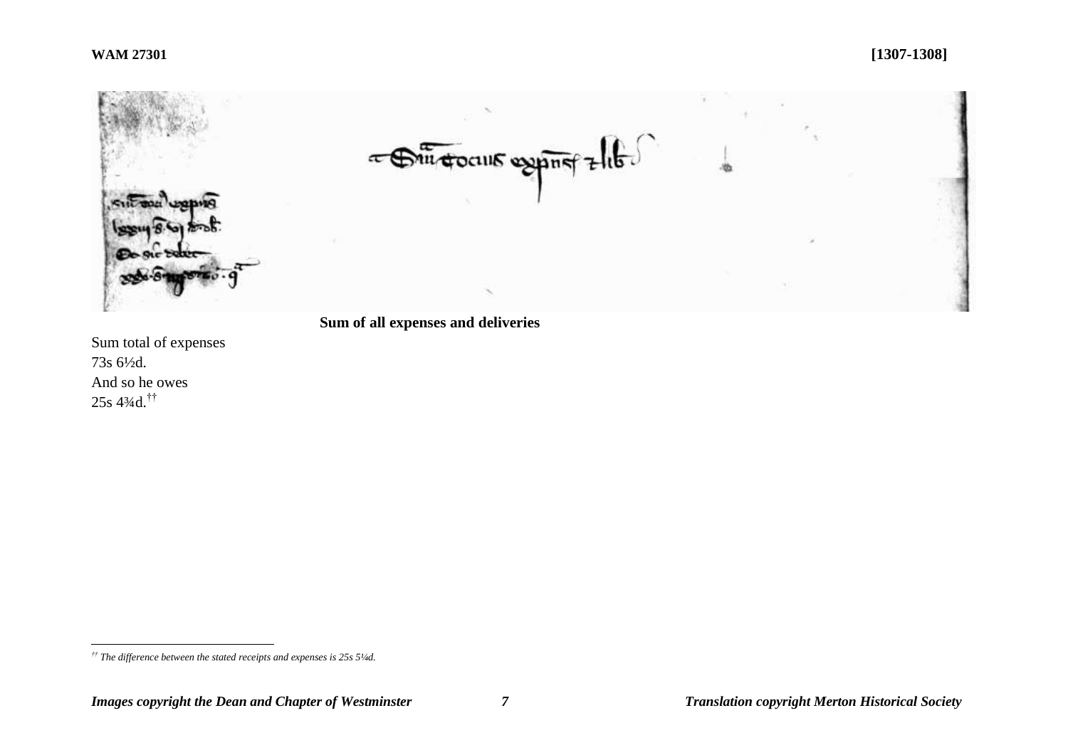**Sum of all expenses and deliveries**

Sum total of expenses
73s 6½d.
And so he owes
25s 4¾d.[††]

[††] *The difference between the stated receipts and expenses is 25s 5¼d.*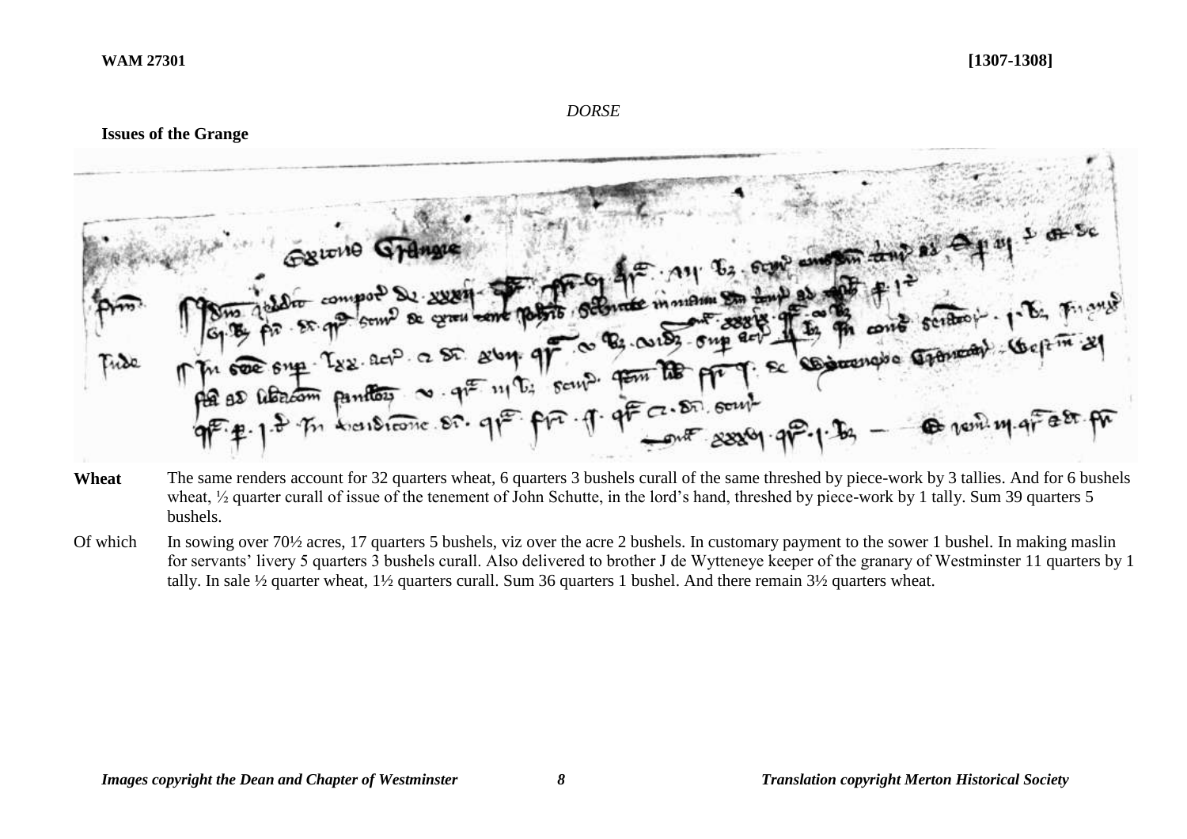**WAM 27301** **[1307-1308]**

*DORSE*

**Issues of the Grange**

**Wheat** The same renders account for 32 quarters wheat, 6 quarters 3 bushels curall of the same threshed by piece-work by 3 tallies. And for 6 bushels wheat, ½ quarter curall of issue of the tenement of John Schutte, in the lord's hand, threshed by piece-work by 1 tally. Sum 39 quarters 5 bushels.

Of which In sowing over 70½ acres, 17 quarters 5 bushels, viz over the acre 2 bushels. In customary payment to the sower 1 bushel. In making maslin for servants' livery 5 quarters 3 bushels curall. Also delivered to brother J de Wytteneye keeper of the granary of Westminster 11 quarters by 1 tally. In sale ½ quarter wheat, 1½ quarters curall. Sum 36 quarters 1 bushel. And there remain 3½ quarters wheat.

*Images copyright the Dean and Chapter of Westminster* *Translation copyright Merton Historical Society*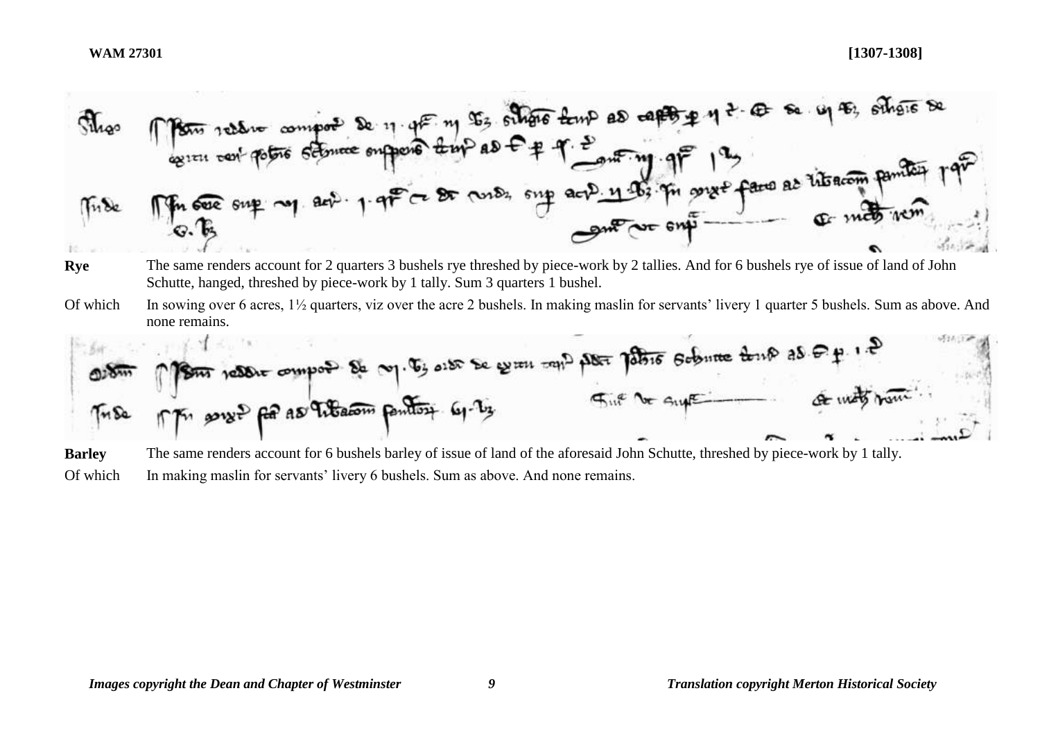**Rye** The same renders account for 2 quarters 3 bushels rye threshed by piece-work by 2 tallies. And for 6 bushels rye of issue of land of John Schutte, hanged, threshed by piece-work by 1 tally. Sum 3 quarters 1 bushel.

Of which In sowing over 6 acres, 1½ quarters, viz over the acre 2 bushels. In making maslin for servants' livery 1 quarter 5 bushels. Sum as above. And none remains.

**Barley** The same renders account for 6 bushels barley of issue of land of the aforesaid John Schutte, threshed by piece-work by 1 tally.

Of which In making maslin for servants' livery 6 bushels. Sum as above. And none remains.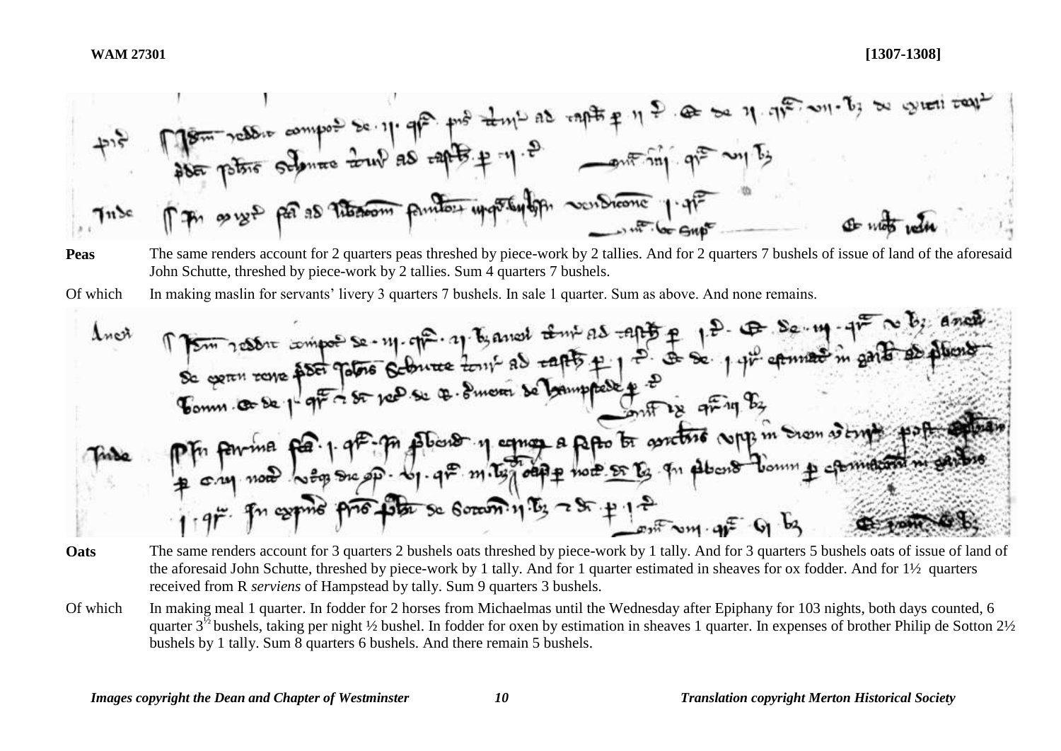**WAM 27301** **[1307-1308]**

**Peas** The same renders account for 2 quarters peas threshed by piece-work by 2 tallies. And for 2 quarters 7 bushels of issue of land of the aforesaid John Schutte, threshed by piece-work by 2 tallies. Sum 4 quarters 7 bushels.

Of which In making maslin for servants' livery 3 quarters 7 bushels. In sale 1 quarter. Sum as above. And none remains.

**Oats** The same renders account for 3 quarters 2 bushels oats threshed by piece-work by 1 tally. And for 3 quarters 5 bushels oats of issue of land of the aforesaid John Schutte, threshed by piece-work by 1 tally. And for 1 quarter estimated in sheaves for ox fodder. And for 1½ quarters received from R *serviens* of Hampstead by tally. Sum 9 quarters 3 bushels.

Of which In making meal 1 quarter. In fodder for 2 horses from Michaelmas until the Wednesday after Epiphany for 103 nights, both days counted, 6 quarter 3½ bushels, taking per night ½ bushel. In fodder for oxen by estimation in sheaves 1 quarter. In expenses of brother Philip de Sotton 2½ bushels by 1 tally. Sum 8 quarters 6 bushels. And there remain 5 bushels.

*Images copyright the Dean and Chapter of Westminster* *Translation copyright Merton Historical Society*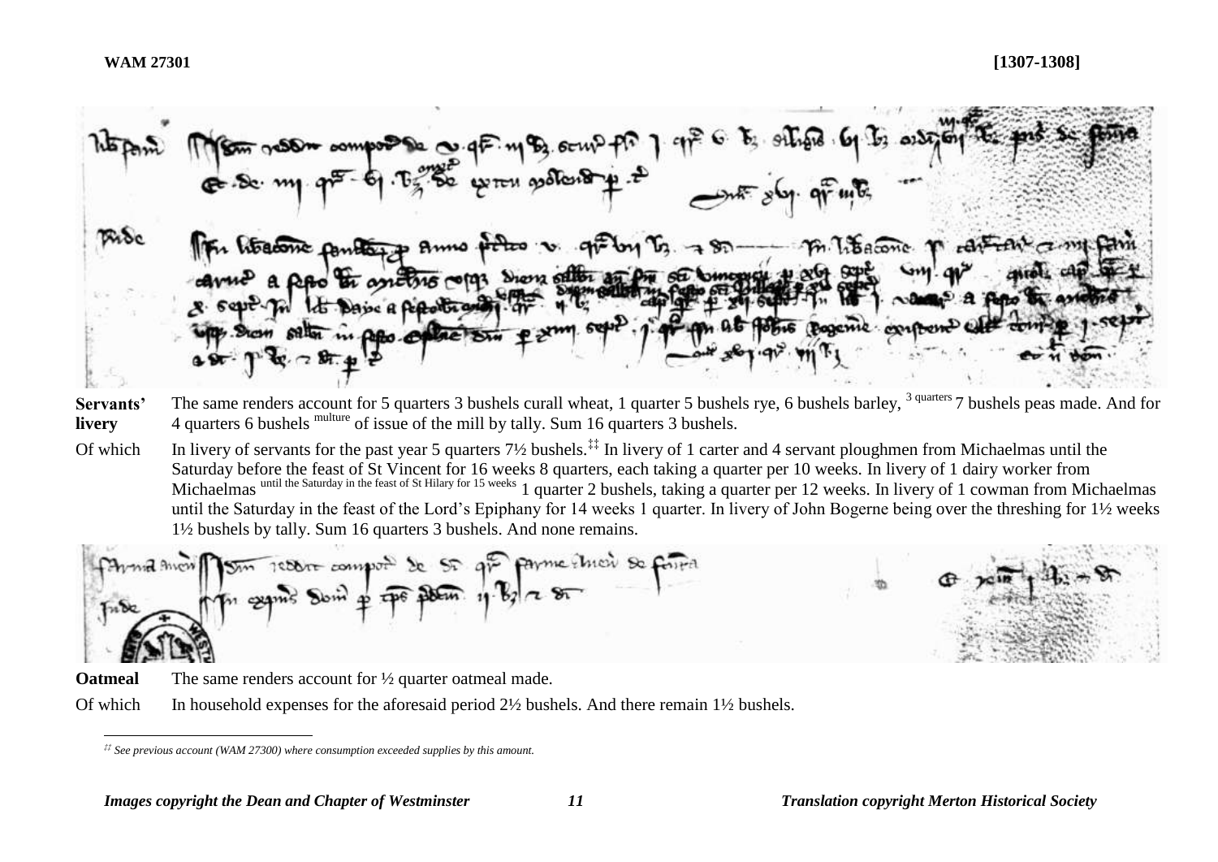**WAM 27301** **[1307-1308]**

**Servants' livery** The same renders account for 5 quarters 3 bushels curall wheat, 1 quarter 5 bushels rye, 6 bushels barley, [3 quarters] 7 bushels peas made. And for 4 quarters 6 bushels [multure] of issue of the mill by tally. Sum 16 quarters 3 bushels.

Of which In livery of servants for the past year 5 quarters 7½ bushels.[‡‡] In livery of 1 carter and 4 servant ploughmen from Michaelmas until the Saturday before the feast of St Vincent for 16 weeks 8 quarters, each taking a quarter per 10 weeks. In livery of 1 dairy worker from Michaelmas [until the Saturday in the feast of St Hilary for 15 weeks] 1 quarter 2 bushels, taking a quarter per 12 weeks. In livery of 1 cowman from Michaelmas until the Saturday in the feast of the Lord's Epiphany for 14 weeks 1 quarter. In livery of John Bogerne being over the threshing for 1½ weeks 1½ bushels by tally. Sum 16 quarters 3 bushels. And none remains.

**Oatmeal** The same renders account for ½ quarter oatmeal made.

Of which In household expenses for the aforesaid period 2½ bushels. And there remain 1½ bushels.

[‡‡] *See previous account (WAM 27300) where consumption exceeded supplies by this amount.*

***Images copyright the Dean and Chapter of Westminster*** ***Translation copyright Merton Historical Society***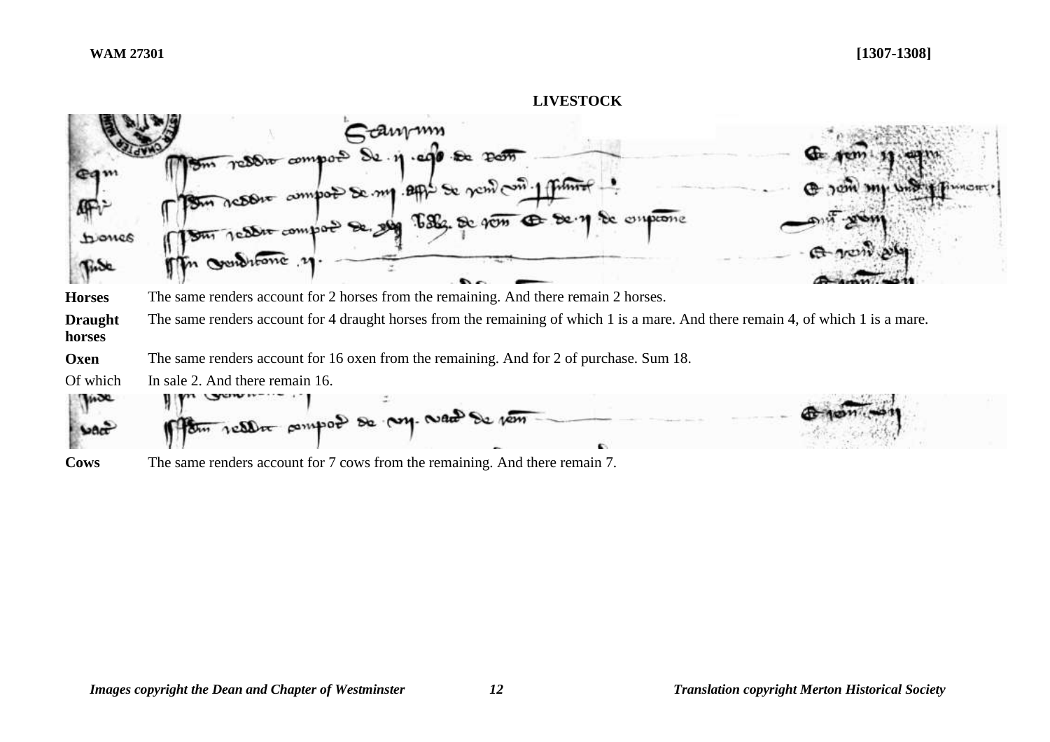## LIVESTOCK

| | |
|---|---|
| **Horses** | The same renders account for 2 horses from the remaining. And there remain 2 horses. |
| **Draught horses** | The same renders account for 4 draught horses from the remaining of which 1 is a mare. And there remain 4, of which 1 is a mare. |
| **Oxen** | The same renders account for 16 oxen from the remaining. And for 2 of purchase. Sum 18. |
| Of which | In sale 2. And there remain 16. |
| **Cows** | The same renders account for 7 cows from the remaining. And there remain 7. |

*Images copyright the Dean and Chapter of Westminster* — *Translation copyright Merton Historical Society*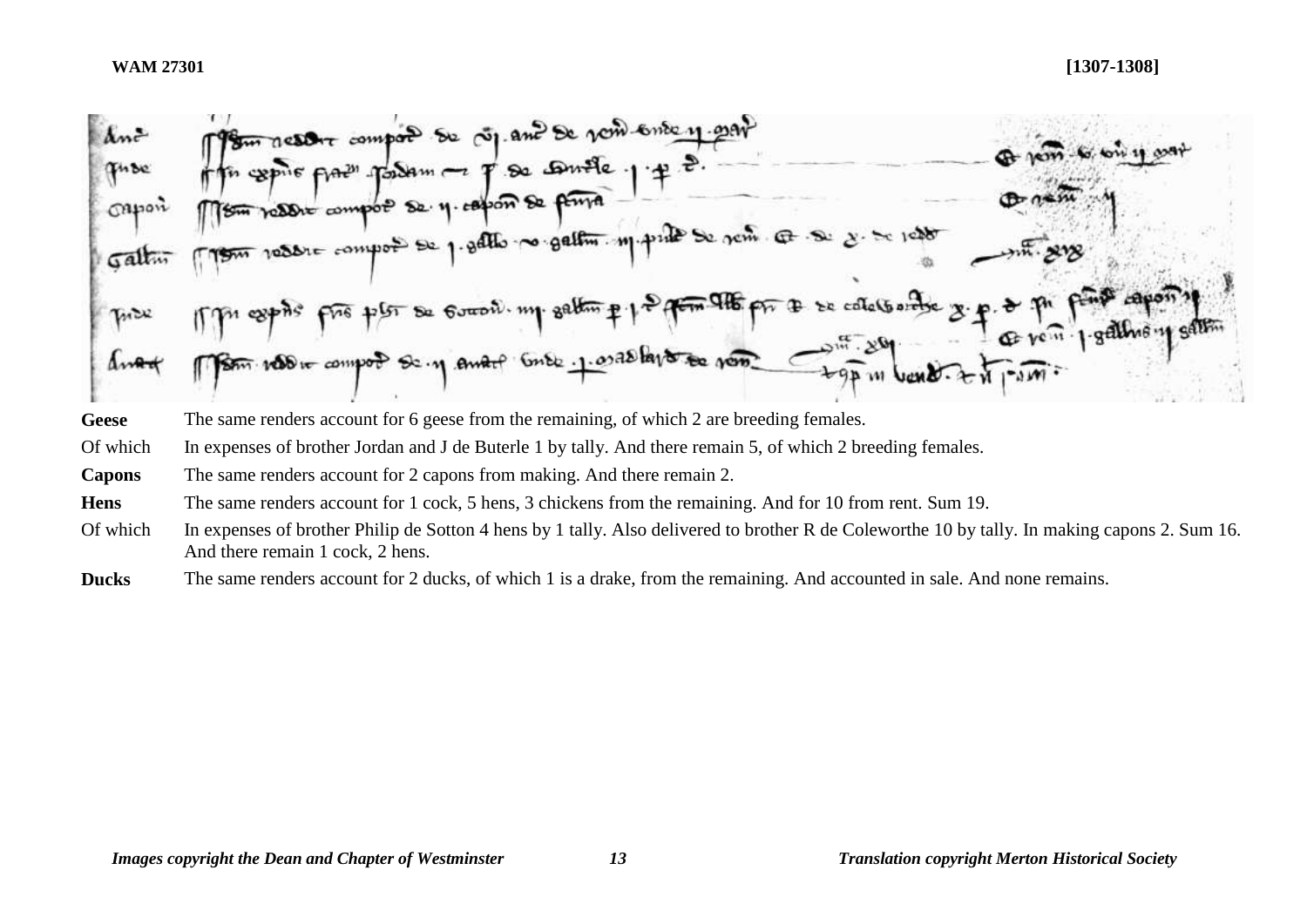**Geese** The same renders account for 6 geese from the remaining, of which 2 are breeding females.

Of which In expenses of brother Jordan and J de Buterle 1 by tally. And there remain 5, of which 2 breeding females.

**Capons** The same renders account for 2 capons from making. And there remain 2.

**Hens** The same renders account for 1 cock, 5 hens, 3 chickens from the remaining. And for 10 from rent. Sum 19.

Of which In expenses of brother Philip de Sotton 4 hens by 1 tally. Also delivered to brother R de Coleworthe 10 by tally. In making capons 2. Sum 16. And there remain 1 cock, 2 hens.

**Ducks** The same renders account for 2 ducks, of which 1 is a drake, from the remaining. And accounted in sale. And none remains.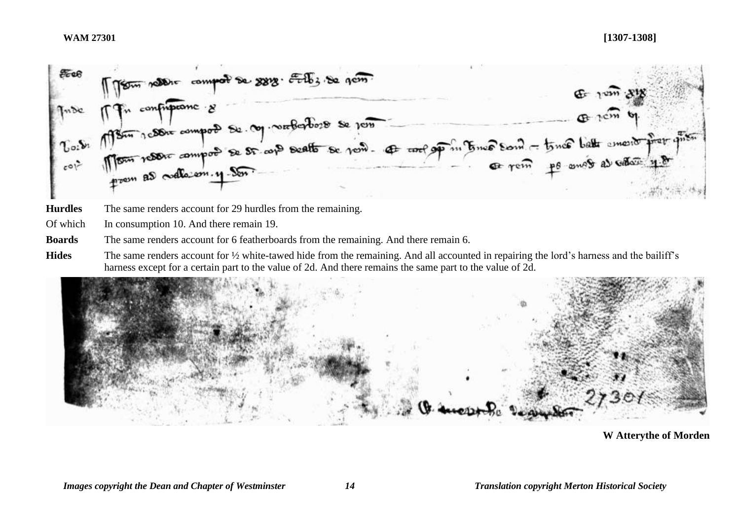| | |
|---|---|
| **Hurdles** | The same renders account for 29 hurdles from the remaining. |
| Of which | In consumption 10. And there remain 19. |
| **Boards** | The same renders account for 6 featherboards from the remaining. And there remain 6. |
| **Hides** | The same renders account for ½ white-tawed hide from the remaining. And all accounted in repairing the lord's harness and the bailiff's harness except for a certain part to the value of 2d. And there remains the same part to the value of 2d. |

**W Atterythe of Morden**